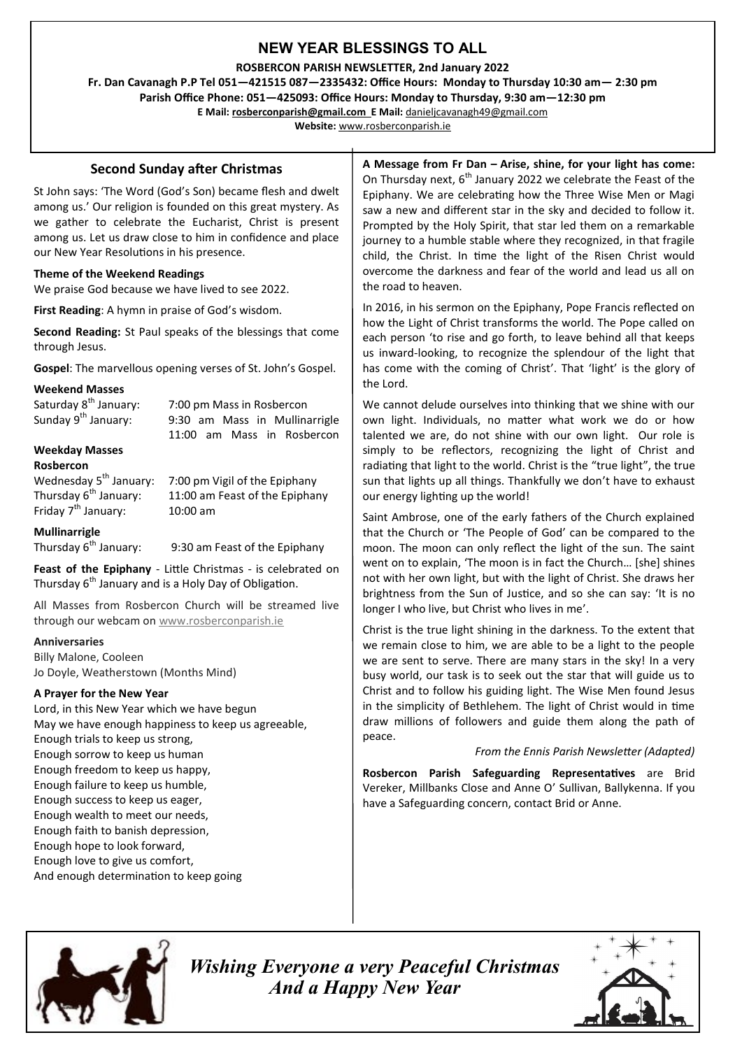# NEW YEAR BLESSINGS TO ALL

**ROSBERCON PARISH NEWSLETTER, 2nd January 2022**

**Fr. Dan Cavanagh P.P Tel 051—421515 087—2335432: Office Hours: Monday to Thursday 10:30 am— 2:30 pm**

**Parish Office Phone: 051—425093: Office Hours: Monday to Thursday, 9:30 am—12:30 pm**

**E Mail: rosberconparish@gmail.com E Mail:** danieljcavanagh49@gmail.com

**Website:** www.rosberconparish.ie

## Second Sunday after Christmas

St John says: 'The Word (God's Son) became flesh and dwelt among us.' Our religion is founded on this great mystery. As we gather to celebrate the Eucharist, Christ is present among us. Let us draw close to him in confidence and place our New Year Resolutions in his presence.

**Theme of the Weekend Readings**

We praise God because we have lived to see 2022.

**First Reading**: A hymn in praise of God's wisdom.

**Second Reading:** St Paul speaks of the blessings that come through Jesus.

**Gospel**: The marvellous opening verses of St. John's Gospel.

**Weekend Masses**

Saturday 8th January: 7:00 pm Mass in Rosbercon

Sunday 9th January: 9:30 am Mass in Mullinarrigle
11:00 am Mass in Rosbercon

**Weekday Masses**

**Rosbercon**

Wednesday 5th January: 7:00 pm Vigil of the Epiphany

Thursday 6th January: 11:00 am Feast of the Epiphany

Friday 7th January: 10:00 am

**Mullinarrigle**

Thursday 6th January: 9:30 am Feast of the Epiphany

**Feast of the Epiphany** - Little Christmas - is celebrated on Thursday 6th January and is a Holy Day of Obligation.

All Masses from Rosbercon Church will be streamed live through our webcam on www.rosberconparish.ie

**Anniversaries**

Billy Malone, Cooleen

Jo Doyle, Weatherstown (Months Mind)

**A Prayer for the New Year**

Lord, in this New Year which we have begun
May we have enough happiness to keep us agreeable,
Enough trials to keep us strong,
Enough sorrow to keep us human
Enough freedom to keep us happy,
Enough failure to keep us humble,
Enough success to keep us eager,
Enough wealth to meet our needs,
Enough faith to banish depression,
Enough hope to look forward,
Enough love to give us comfort,
And enough determination to keep going

**A Message from Fr Dan – Arise, shine, for your light has come:** On Thursday next, 6th January 2022 we celebrate the Feast of the Epiphany. We are celebrating how the Three Wise Men or Magi saw a new and different star in the sky and decided to follow it. Prompted by the Holy Spirit, that star led them on a remarkable journey to a humble stable where they recognized, in that fragile child, the Christ. In time the light of the Risen Christ would overcome the darkness and fear of the world and lead us all on the road to heaven.

In 2016, in his sermon on the Epiphany, Pope Francis reflected on how the Light of Christ transforms the world. The Pope called on each person 'to rise and go forth, to leave behind all that keeps us inward-looking, to recognize the splendour of the light that has come with the coming of Christ'. That 'light' is the glory of the Lord.

We cannot delude ourselves into thinking that we shine with our own light. Individuals, no matter what work we do or how talented we are, do not shine with our own light. Our role is simply to be reflectors, recognizing the light of Christ and radiating that light to the world. Christ is the "true light", the true sun that lights up all things. Thankfully we don't have to exhaust our energy lighting up the world!

Saint Ambrose, one of the early fathers of the Church explained that the Church or 'The People of God' can be compared to the moon. The moon can only reflect the light of the sun. The saint went on to explain, 'The moon is in fact the Church… [she] shines not with her own light, but with the light of Christ. She draws her brightness from the Sun of Justice, and so she can say: 'It is no longer I who live, but Christ who lives in me'.

Christ is the true light shining in the darkness. To the extent that we remain close to him, we are able to be a light to the people we are sent to serve. There are many stars in the sky! In a very busy world, our task is to seek out the star that will guide us to Christ and to follow his guiding light. The Wise Men found Jesus in the simplicity of Bethlehem. The light of Christ would in time draw millions of followers and guide them along the path of peace.

*From the Ennis Parish Newsletter (Adapted)*

**Rosbercon Parish Safeguarding Representatives** are Brid Vereker, Millbanks Close and Anne O' Sullivan, Ballykenna. If you have a Safeguarding concern, contact Brid or Anne.

*Wishing Everyone a very Peaceful Christmas*
*And a Happy New Year*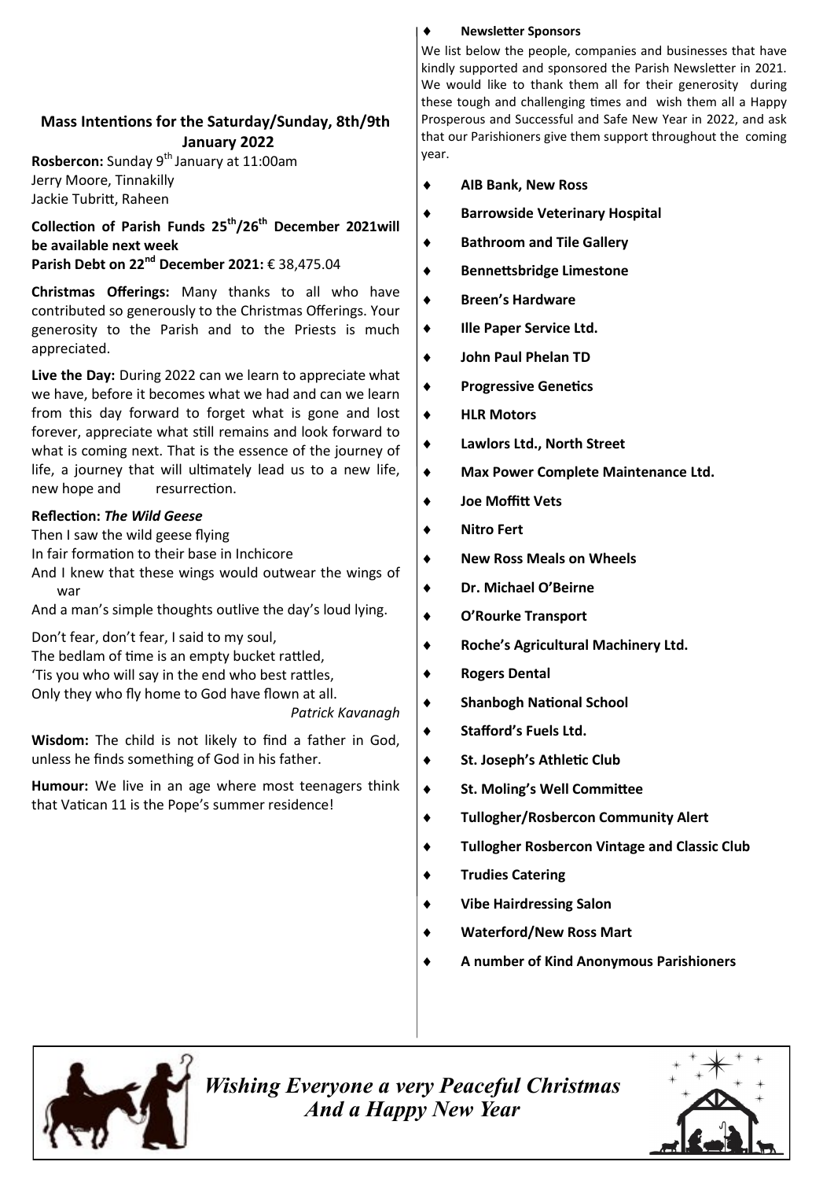## Mass Intentions for the Saturday/Sunday, 8th/9th January 2022

**Rosbercon:** Sunday 9th January at 11:00am
Jerry Moore, Tinnakilly
Jackie Tubritt, Raheen

**Collection of Parish Funds 25th/26th December 2021will be available next week**
**Parish Debt on 22nd December 2021:** € 38,475.04

**Christmas Offerings:** Many thanks to all who have contributed so generously to the Christmas Offerings. Your generosity to the Parish and to the Priests is much appreciated.

**Live the Day:** During 2022 can we learn to appreciate what we have, before it becomes what we had and can we learn from this day forward to forget what is gone and lost forever, appreciate what still remains and look forward to what is coming next. That is the essence of the journey of life, a journey that will ultimately lead us to a new life, new hope and resurrection.

**Reflection:** ***The Wild Geese***

Then I saw the wild geese flying
In fair formation to their base in Inchicore
And I knew that these wings would outwear the wings of war
And a man's simple thoughts outlive the day's loud lying.

Don't fear, don't fear, I said to my soul,
The bedlam of time is an empty bucket rattled,
'Tis you who will say in the end who best rattles,
Only they who fly home to God have flown at all.

*Patrick Kavanagh*

**Wisdom:** The child is not likely to find a father in God, unless he finds something of God in his father.

**Humour:** We live in an age where most teenagers think that Vatican 11 is the Pope's summer residence!

- **Newsletter Sponsors**

We list below the people, companies and businesses that have kindly supported and sponsored the Parish Newsletter in 2021. We would like to thank them all for their generosity during these tough and challenging times and wish them all a Happy Prosperous and Successful and Safe New Year in 2022, and ask that our Parishioners give them support throughout the coming year.

- **AIB Bank, New Ross**
- **Barrowside Veterinary Hospital**
- **Bathroom and Tile Gallery**
- **Bennettsbridge Limestone**
- **Breen's Hardware**
- **Ille Paper Service Ltd.**
- **John Paul Phelan TD**
- **Progressive Genetics**
- **HLR Motors**
- **Lawlors Ltd., North Street**
- **Max Power Complete Maintenance Ltd.**
- **Joe Moffitt Vets**
- **Nitro Fert**
- **New Ross Meals on Wheels**
- **Dr. Michael O'Beirne**
- **O'Rourke Transport**
- **Roche's Agricultural Machinery Ltd.**
- **Rogers Dental**
- **Shanbogh National School**
- **Stafford's Fuels Ltd.**
- **St. Joseph's Athletic Club**
- **St. Moling's Well Committee**
- **Tullogher/Rosbercon Community Alert**
- **Tullogher Rosbercon Vintage and Classic Club**
- **Trudies Catering**
- **Vibe Hairdressing Salon**
- **Waterford/New Ross Mart**
- **A number of Kind Anonymous Parishioners**

***Wishing Everyone a very Peaceful Christmas***
***And a Happy New Year***